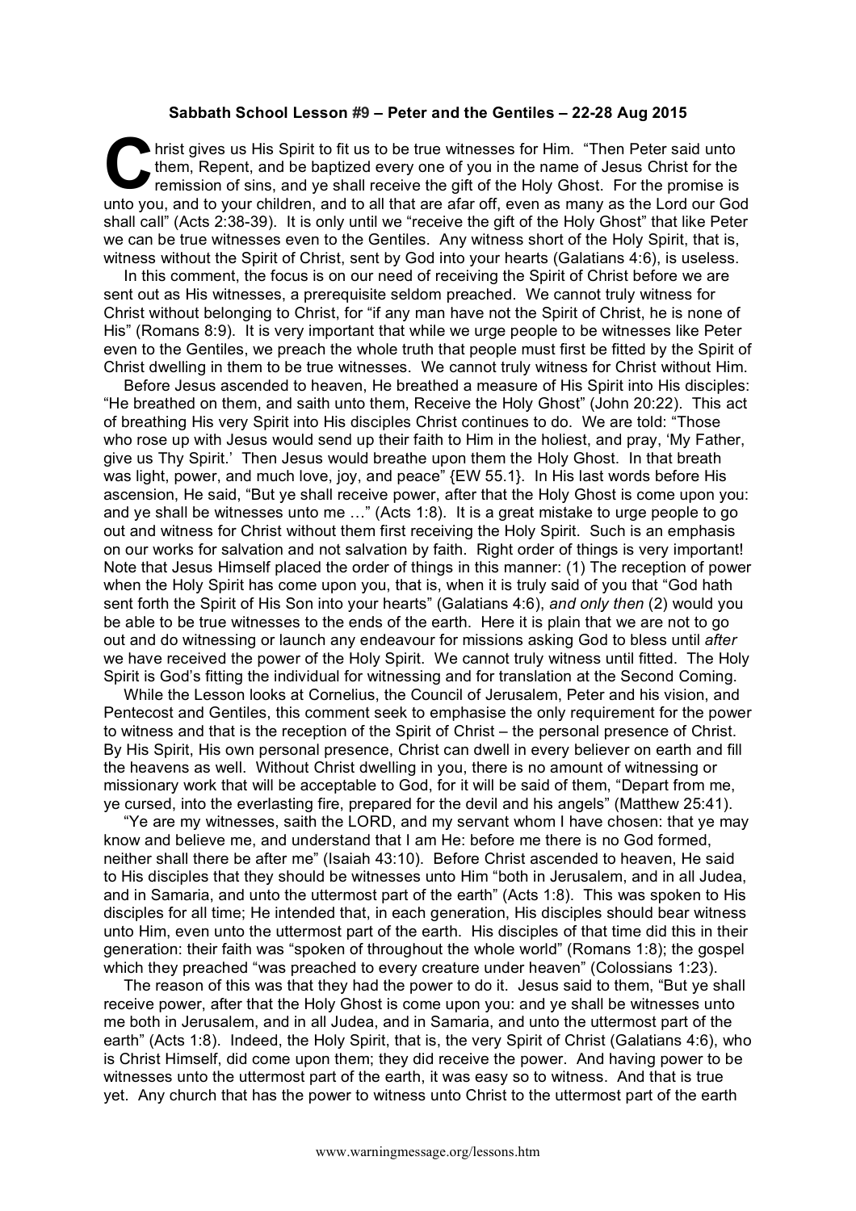**Sabbath School Lesson #9 – Peter and the Gentiles – 22-28 Aug 2015**

Christ gives us His Spirit to fit us to be true witnesses for Him. "Then Peter said unto them, Repent, and be baptized every one of you in the name of Jesus Christ for the remission of sins, and ye shall receive the gift of the Holy Ghost. For the promise is unto you, and to your children, and to all that are afar off, even as many as the Lord our God shall call" (Acts 2:38-39). It is only until we "receive the gift of the Holy Ghost" that like Peter we can be true witnesses even to the Gentiles. Any witness short of the Holy Spirit, that is, witness without the Spirit of Christ, sent by God into your hearts (Galatians 4:6), is useless.

In this comment, the focus is on our need of receiving the Spirit of Christ before we are sent out as His witnesses, a prerequisite seldom preached. We cannot truly witness for Christ without belonging to Christ, for "if any man have not the Spirit of Christ, he is none of His" (Romans 8:9). It is very important that while we urge people to be witnesses like Peter even to the Gentiles, we preach the whole truth that people must first be fitted by the Spirit of Christ dwelling in them to be true witnesses. We cannot truly witness for Christ without Him.

Before Jesus ascended to heaven, He breathed a measure of His Spirit into His disciples: "He breathed on them, and saith unto them, Receive the Holy Ghost" (John 20:22). This act of breathing His very Spirit into His disciples Christ continues to do. We are told: "Those who rose up with Jesus would send up their faith to Him in the holiest, and pray, 'My Father, give us Thy Spirit.' Then Jesus would breathe upon them the Holy Ghost. In that breath was light, power, and much love, joy, and peace" {EW 55.1}. In His last words before His ascension, He said, "But ye shall receive power, after that the Holy Ghost is come upon you: and ye shall be witnesses unto me …" (Acts 1:8). It is a great mistake to urge people to go out and witness for Christ without them first receiving the Holy Spirit. Such is an emphasis on our works for salvation and not salvation by faith. Right order of things is very important! Note that Jesus Himself placed the order of things in this manner: (1) The reception of power when the Holy Spirit has come upon you, that is, when it is truly said of you that "God hath sent forth the Spirit of His Son into your hearts" (Galatians 4:6), *and only then* (2) would you be able to be true witnesses to the ends of the earth. Here it is plain that we are not to go out and do witnessing or launch any endeavour for missions asking God to bless until *after* we have received the power of the Holy Spirit. We cannot truly witness until fitted. The Holy Spirit is God's fitting the individual for witnessing and for translation at the Second Coming.

While the Lesson looks at Cornelius, the Council of Jerusalem, Peter and his vision, and Pentecost and Gentiles, this comment seek to emphasise the only requirement for the power to witness and that is the reception of the Spirit of Christ – the personal presence of Christ. By His Spirit, His own personal presence, Christ can dwell in every believer on earth and fill the heavens as well. Without Christ dwelling in you, there is no amount of witnessing or missionary work that will be acceptable to God, for it will be said of them, "Depart from me, ye cursed, into the everlasting fire, prepared for the devil and his angels" (Matthew 25:41).

"Ye are my witnesses, saith the LORD, and my servant whom I have chosen: that ye may know and believe me, and understand that I am He: before me there is no God formed, neither shall there be after me" (Isaiah 43:10). Before Christ ascended to heaven, He said to His disciples that they should be witnesses unto Him "both in Jerusalem, and in all Judea, and in Samaria, and unto the uttermost part of the earth" (Acts 1:8). This was spoken to His disciples for all time; He intended that, in each generation, His disciples should bear witness unto Him, even unto the uttermost part of the earth. His disciples of that time did this in their generation: their faith was "spoken of throughout the whole world" (Romans 1:8); the gospel which they preached "was preached to every creature under heaven" (Colossians 1:23).

The reason of this was that they had the power to do it. Jesus said to them, "But ye shall receive power, after that the Holy Ghost is come upon you: and ye shall be witnesses unto me both in Jerusalem, and in all Judea, and in Samaria, and unto the uttermost part of the earth" (Acts 1:8). Indeed, the Holy Spirit, that is, the very Spirit of Christ (Galatians 4:6), who is Christ Himself, did come upon them; they did receive the power. And having power to be witnesses unto the uttermost part of the earth, it was easy so to witness. And that is true yet. Any church that has the power to witness unto Christ to the uttermost part of the earth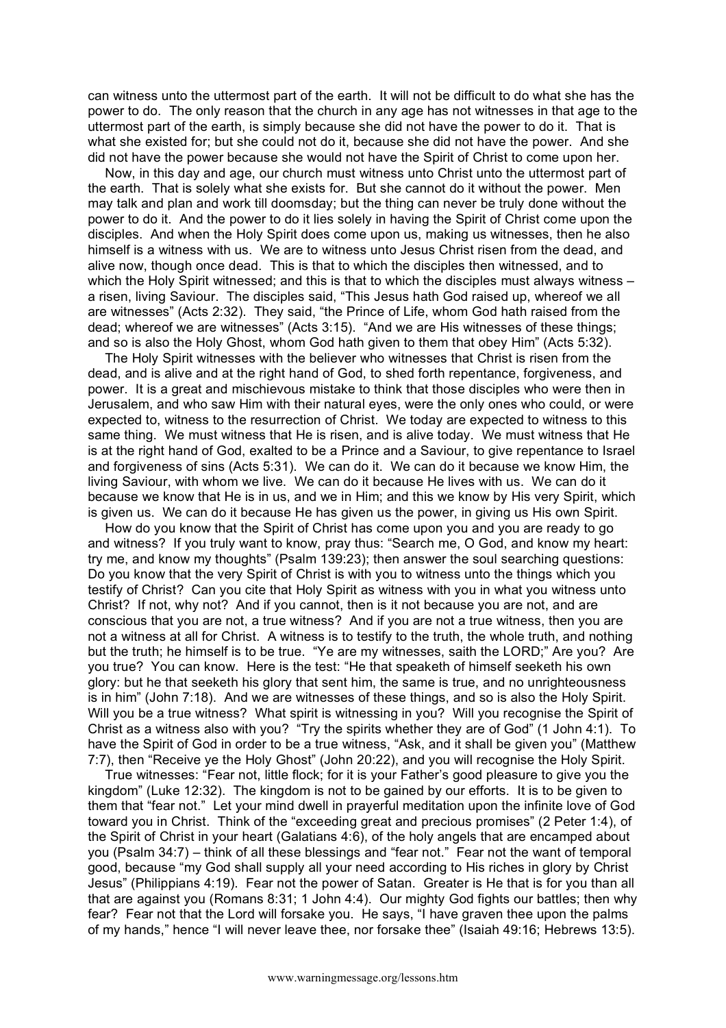can witness unto the uttermost part of the earth. It will not be difficult to do what she has the power to do. The only reason that the church in any age has not witnesses in that age to the uttermost part of the earth, is simply because she did not have the power to do it. That is what she existed for; but she could not do it, because she did not have the power. And she did not have the power because she would not have the Spirit of Christ to come upon her.

Now, in this day and age, our church must witness unto Christ unto the uttermost part of the earth. That is solely what she exists for. But she cannot do it without the power. Men may talk and plan and work till doomsday; but the thing can never be truly done without the power to do it. And the power to do it lies solely in having the Spirit of Christ come upon the disciples. And when the Holy Spirit does come upon us, making us witnesses, then he also himself is a witness with us. We are to witness unto Jesus Christ risen from the dead, and alive now, though once dead. This is that to which the disciples then witnessed, and to which the Holy Spirit witnessed; and this is that to which the disciples must always witness – a risen, living Saviour. The disciples said, "This Jesus hath God raised up, whereof we all are witnesses" (Acts 2:32). They said, "the Prince of Life, whom God hath raised from the dead; whereof we are witnesses" (Acts 3:15). "And we are His witnesses of these things; and so is also the Holy Ghost, whom God hath given to them that obey Him" (Acts 5:32).

The Holy Spirit witnesses with the believer who witnesses that Christ is risen from the dead, and is alive and at the right hand of God, to shed forth repentance, forgiveness, and power. It is a great and mischievous mistake to think that those disciples who were then in Jerusalem, and who saw Him with their natural eyes, were the only ones who could, or were expected to, witness to the resurrection of Christ. We today are expected to witness to this same thing. We must witness that He is risen, and is alive today. We must witness that He is at the right hand of God, exalted to be a Prince and a Saviour, to give repentance to Israel and forgiveness of sins (Acts 5:31). We can do it. We can do it because we know Him, the living Saviour, with whom we live. We can do it because He lives with us. We can do it because we know that He is in us, and we in Him; and this we know by His very Spirit, which is given us. We can do it because He has given us the power, in giving us His own Spirit.

How do you know that the Spirit of Christ has come upon you and you are ready to go and witness? If you truly want to know, pray thus: "Search me, O God, and know my heart: try me, and know my thoughts" (Psalm 139:23); then answer the soul searching questions: Do you know that the very Spirit of Christ is with you to witness unto the things which you testify of Christ? Can you cite that Holy Spirit as witness with you in what you witness unto Christ? If not, why not? And if you cannot, then is it not because you are not, and are conscious that you are not, a true witness? And if you are not a true witness, then you are not a witness at all for Christ. A witness is to testify to the truth, the whole truth, and nothing but the truth; he himself is to be true. "Ye are my witnesses, saith the LORD;" Are you? Are you true? You can know. Here is the test: "He that speaketh of himself seeketh his own glory: but he that seeketh his glory that sent him, the same is true, and no unrighteousness is in him" (John 7:18). And we are witnesses of these things, and so is also the Holy Spirit. Will you be a true witness? What spirit is witnessing in you? Will you recognise the Spirit of Christ as a witness also with you? "Try the spirits whether they are of God" (1 John 4:1). To have the Spirit of God in order to be a true witness, "Ask, and it shall be given you" (Matthew 7:7), then "Receive ye the Holy Ghost" (John 20:22), and you will recognise the Holy Spirit.

True witnesses: "Fear not, little flock; for it is your Father's good pleasure to give you the kingdom" (Luke 12:32). The kingdom is not to be gained by our efforts. It is to be given to them that "fear not." Let your mind dwell in prayerful meditation upon the infinite love of God toward you in Christ. Think of the "exceeding great and precious promises" (2 Peter 1:4), of the Spirit of Christ in your heart (Galatians 4:6), of the holy angels that are encamped about you (Psalm 34:7) – think of all these blessings and "fear not." Fear not the want of temporal good, because "my God shall supply all your need according to His riches in glory by Christ Jesus" (Philippians 4:19). Fear not the power of Satan. Greater is He that is for you than all that are against you (Romans 8:31; 1 John 4:4). Our mighty God fights our battles; then why fear? Fear not that the Lord will forsake you. He says, "I have graven thee upon the palms of my hands," hence "I will never leave thee, nor forsake thee" (Isaiah 49:16; Hebrews 13:5).